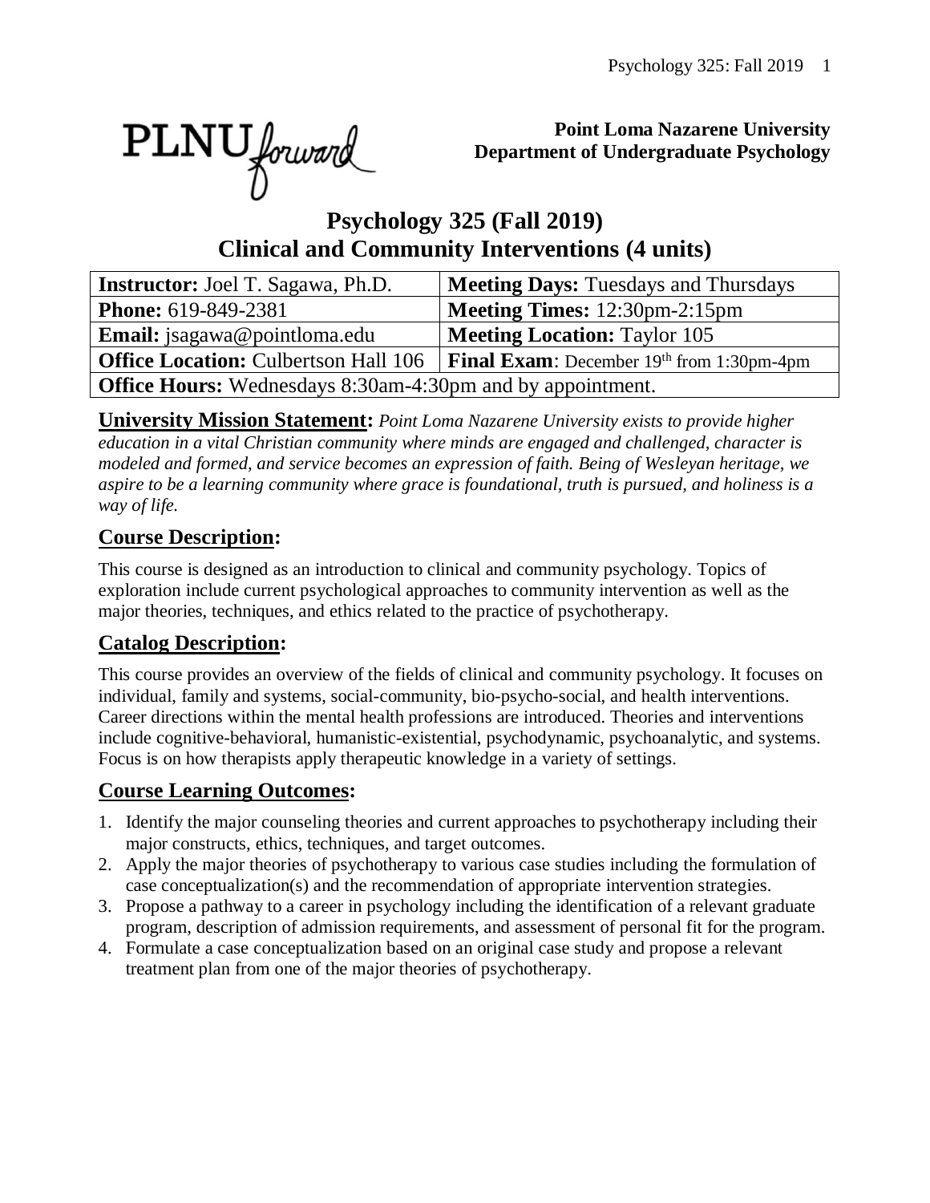**Point Loma Nazarene University**
**Department of Undergraduate Psychology**

# Psychology 325 (Fall 2019)
# Clinical and Community Interventions (4 units)

| **Instructor:** Joel T. Sagawa, Ph.D. | **Meeting Days:** Tuesdays and Thursdays |
|---|---|
| **Phone:** 619-849-2381 | **Meeting Times:** 12:30pm-2:15pm |
| **Email:** jsagawa@pointloma.edu | **Meeting Location:** Taylor 105 |
| **Office Location:** Culbertson Hall 106 | **Final Exam**: December 19th from 1:30pm-4pm |
| **Office Hours:** Wednesdays 8:30am-4:30pm and by appointment. | |

**University Mission Statement:** *Point Loma Nazarene University exists to provide higher education in a vital Christian community where minds are engaged and challenged, character is modeled and formed, and service becomes an expression of faith. Being of Wesleyan heritage, we aspire to be a learning community where grace is foundational, truth is pursued, and holiness is a way of life.*

## Course Description:

This course is designed as an introduction to clinical and community psychology. Topics of exploration include current psychological approaches to community intervention as well as the major theories, techniques, and ethics related to the practice of psychotherapy.

## Catalog Description:

This course provides an overview of the fields of clinical and community psychology. It focuses on individual, family and systems, social-community, bio-psycho-social, and health interventions. Career directions within the mental health professions are introduced. Theories and interventions include cognitive-behavioral, humanistic-existential, psychodynamic, psychoanalytic, and systems. Focus is on how therapists apply therapeutic knowledge in a variety of settings.

## Course Learning Outcomes:

1. Identify the major counseling theories and current approaches to psychotherapy including their major constructs, ethics, techniques, and target outcomes.
2. Apply the major theories of psychotherapy to various case studies including the formulation of case conceptualization(s) and the recommendation of appropriate intervention strategies.
3. Propose a pathway to a career in psychology including the identification of a relevant graduate program, description of admission requirements, and assessment of personal fit for the program.
4. Formulate a case conceptualization based on an original case study and propose a relevant treatment plan from one of the major theories of psychotherapy.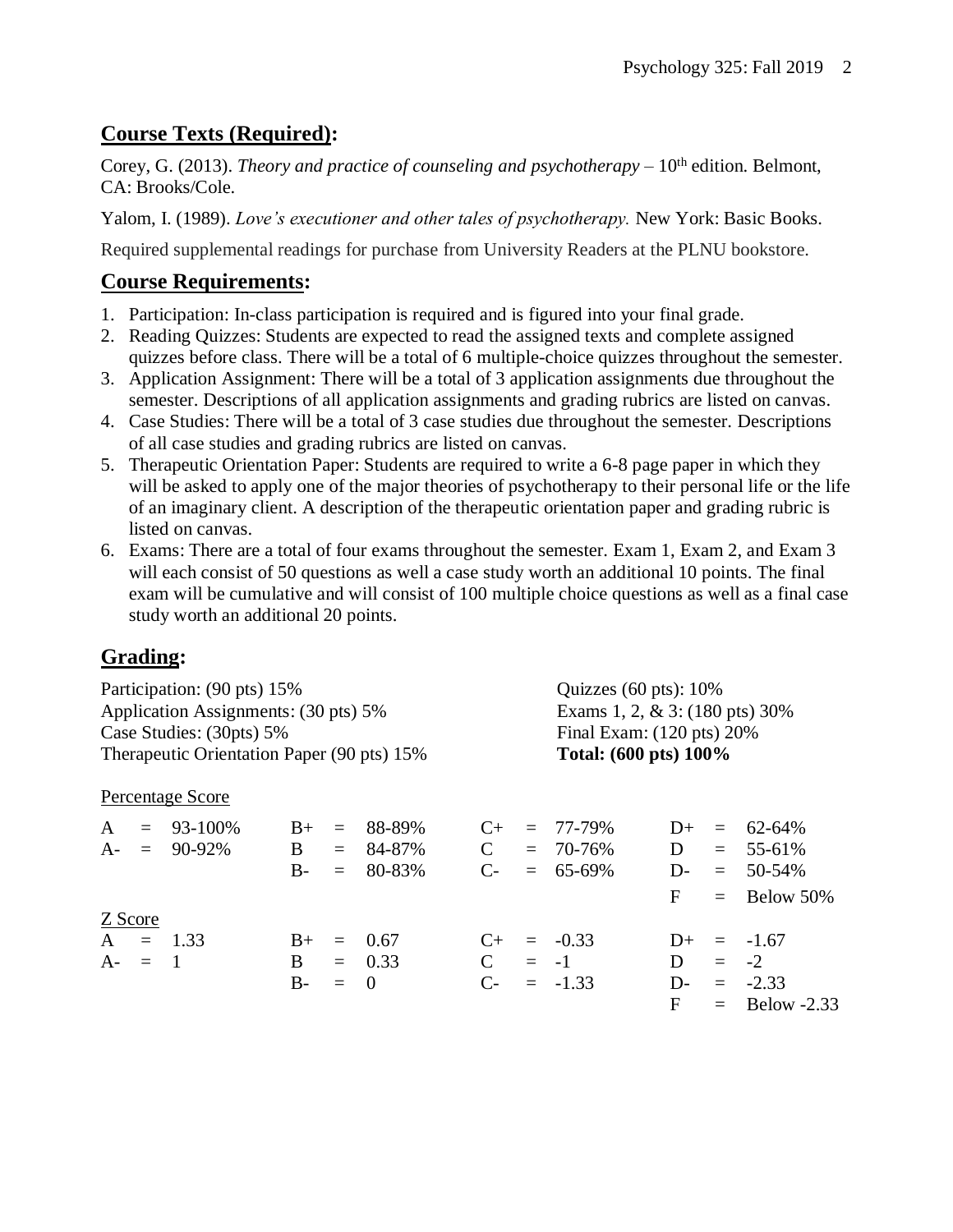## **Course Texts (Required):**

Corey, G. (2013). *Theory and practice of counseling and psychotherapy* – 10th edition. Belmont, CA: Brooks/Cole.

Yalom, I. (1989). *Love's executioner and other tales of psychotherapy.* New York: Basic Books.

Required supplemental readings for purchase from University Readers at the PLNU bookstore.

## **Course Requirements:**

1. Participation: In-class participation is required and is figured into your final grade.
2. Reading Quizzes: Students are expected to read the assigned texts and complete assigned quizzes before class. There will be a total of 6 multiple-choice quizzes throughout the semester.
3. Application Assignment: There will be a total of 3 application assignments due throughout the semester. Descriptions of all application assignments and grading rubrics are listed on canvas.
4. Case Studies: There will be a total of 3 case studies due throughout the semester. Descriptions of all case studies and grading rubrics are listed on canvas.
5. Therapeutic Orientation Paper: Students are required to write a 6-8 page paper in which they will be asked to apply one of the major theories of psychotherapy to their personal life or the life of an imaginary client. A description of the therapeutic orientation paper and grading rubric is listed on canvas.
6. Exams: There are a total of four exams throughout the semester. Exam 1, Exam 2, and Exam 3 will each consist of 50 questions as well a case study worth an additional 10 points. The final exam will be cumulative and will consist of 100 multiple choice questions as well as a final case study worth an additional 20 points.

## **Grading:**

Participation: (90 pts) 15%
Application Assignments: (30 pts) 5%
Case Studies: (30pts) 5%
Therapeutic Orientation Paper (90 pts) 15%

Quizzes (60 pts): 10%
Exams 1, 2, & 3: (180 pts) 30%
Final Exam: (120 pts) 20%
**Total: (600 pts) 100%**

Percentage Score

| | | | |
|---|---|---|---|
| A = 93-100% | B+ = 88-89% | C+ = 77-79% | D+ = 62-64% |
| A- = 90-92% | B = 84-87% | C = 70-76% | D = 55-61% |
| | B- = 80-83% | C- = 65-69% | D- = 50-54% |
| | | | F = Below 50% |

Z Score

| | | | |
|---|---|---|---|
| A = 1.33 | B+ = 0.67 | C+ = -0.33 | D+ = -1.67 |
| A- = 1 | B = 0.33 | C = -1 | D = -2 |
| | B- = 0 | C- = -1.33 | D- = -2.33 |
| | | | F = Below -2.33 |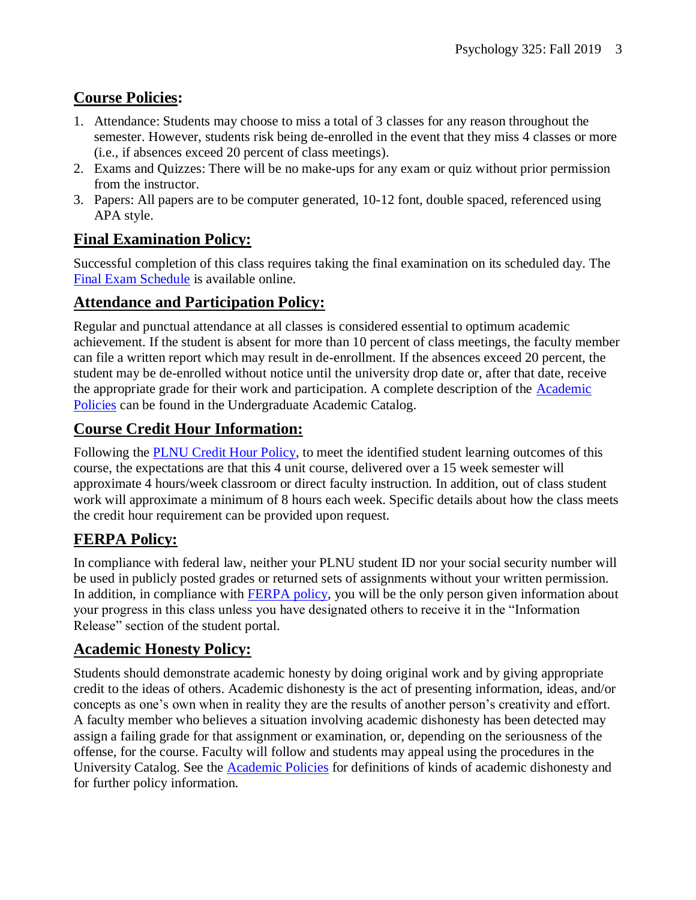## Course Policies:

1. Attendance: Students may choose to miss a total of 3 classes for any reason throughout the semester. However, students risk being de-enrolled in the event that they miss 4 classes or more (i.e., if absences exceed 20 percent of class meetings).
2. Exams and Quizzes: There will be no make-ups for any exam or quiz without prior permission from the instructor.
3. Papers: All papers are to be computer generated, 10-12 font, double spaced, referenced using APA style.

## Final Examination Policy:

Successful completion of this class requires taking the final examination on its scheduled day. The Final Exam Schedule is available online.

## Attendance and Participation Policy:

Regular and punctual attendance at all classes is considered essential to optimum academic achievement. If the student is absent for more than 10 percent of class meetings, the faculty member can file a written report which may result in de-enrollment. If the absences exceed 20 percent, the student may be de-enrolled without notice until the university drop date or, after that date, receive the appropriate grade for their work and participation. A complete description of the Academic Policies can be found in the Undergraduate Academic Catalog.

## Course Credit Hour Information:

Following the PLNU Credit Hour Policy, to meet the identified student learning outcomes of this course, the expectations are that this 4 unit course, delivered over a 15 week semester will approximate 4 hours/week classroom or direct faculty instruction. In addition, out of class student work will approximate a minimum of 8 hours each week. Specific details about how the class meets the credit hour requirement can be provided upon request.

## FERPA Policy:

In compliance with federal law, neither your PLNU student ID nor your social security number will be used in publicly posted grades or returned sets of assignments without your written permission. In addition, in compliance with FERPA policy, you will be the only person given information about your progress in this class unless you have designated others to receive it in the "Information Release" section of the student portal.

## Academic Honesty Policy:

Students should demonstrate academic honesty by doing original work and by giving appropriate credit to the ideas of others. Academic dishonesty is the act of presenting information, ideas, and/or concepts as one's own when in reality they are the results of another person's creativity and effort. A faculty member who believes a situation involving academic dishonesty has been detected may assign a failing grade for that assignment or examination, or, depending on the seriousness of the offense, for the course. Faculty will follow and students may appeal using the procedures in the University Catalog. See the Academic Policies for definitions of kinds of academic dishonesty and for further policy information.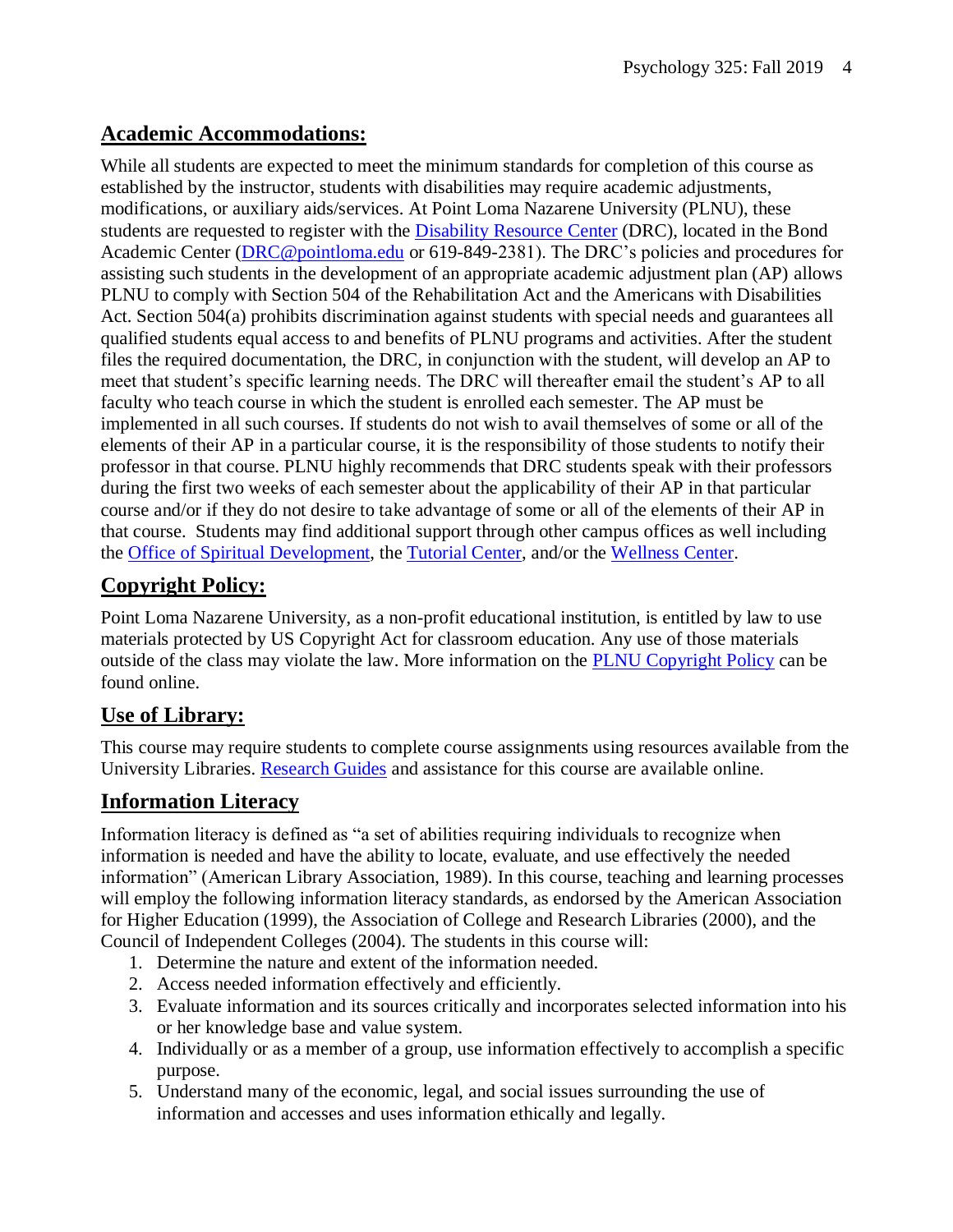## **Academic Accommodations:**

While all students are expected to meet the minimum standards for completion of this course as established by the instructor, students with disabilities may require academic adjustments, modifications, or auxiliary aids/services. At Point Loma Nazarene University (PLNU), these students are requested to register with the [Disability Resource Center](#) (DRC), located in the Bond Academic Center ([DRC@pointloma.edu](mailto:DRC@pointloma.edu) or 619-849-2381). The DRC's policies and procedures for assisting such students in the development of an appropriate academic adjustment plan (AP) allows PLNU to comply with Section 504 of the Rehabilitation Act and the Americans with Disabilities Act. Section 504(a) prohibits discrimination against students with special needs and guarantees all qualified students equal access to and benefits of PLNU programs and activities. After the student files the required documentation, the DRC, in conjunction with the student, will develop an AP to meet that student's specific learning needs. The DRC will thereafter email the student's AP to all faculty who teach course in which the student is enrolled each semester. The AP must be implemented in all such courses. If students do not wish to avail themselves of some or all of the elements of their AP in a particular course, it is the responsibility of those students to notify their professor in that course. PLNU highly recommends that DRC students speak with their professors during the first two weeks of each semester about the applicability of their AP in that particular course and/or if they do not desire to take advantage of some or all of the elements of their AP in that course. Students may find additional support through other campus offices as well including the [Office of Spiritual Development](#), the [Tutorial Center](#), and/or the [Wellness Center](#).

## **Copyright Policy:**

Point Loma Nazarene University, as a non-profit educational institution, is entitled by law to use materials protected by US Copyright Act for classroom education. Any use of those materials outside of the class may violate the law. More information on the [PLNU Copyright Policy](#) can be found online.

## **Use of Library:**

This course may require students to complete course assignments using resources available from the University Libraries. [Research Guides](#) and assistance for this course are available online.

## **Information Literacy**

Information literacy is defined as "a set of abilities requiring individuals to recognize when information is needed and have the ability to locate, evaluate, and use effectively the needed information" (American Library Association, 1989). In this course, teaching and learning processes will employ the following information literacy standards, as endorsed by the American Association for Higher Education (1999), the Association of College and Research Libraries (2000), and the Council of Independent Colleges (2004). The students in this course will:

1. Determine the nature and extent of the information needed.
2. Access needed information effectively and efficiently.
3. Evaluate information and its sources critically and incorporates selected information into his or her knowledge base and value system.
4. Individually or as a member of a group, use information effectively to accomplish a specific purpose.
5. Understand many of the economic, legal, and social issues surrounding the use of information and accesses and uses information ethically and legally.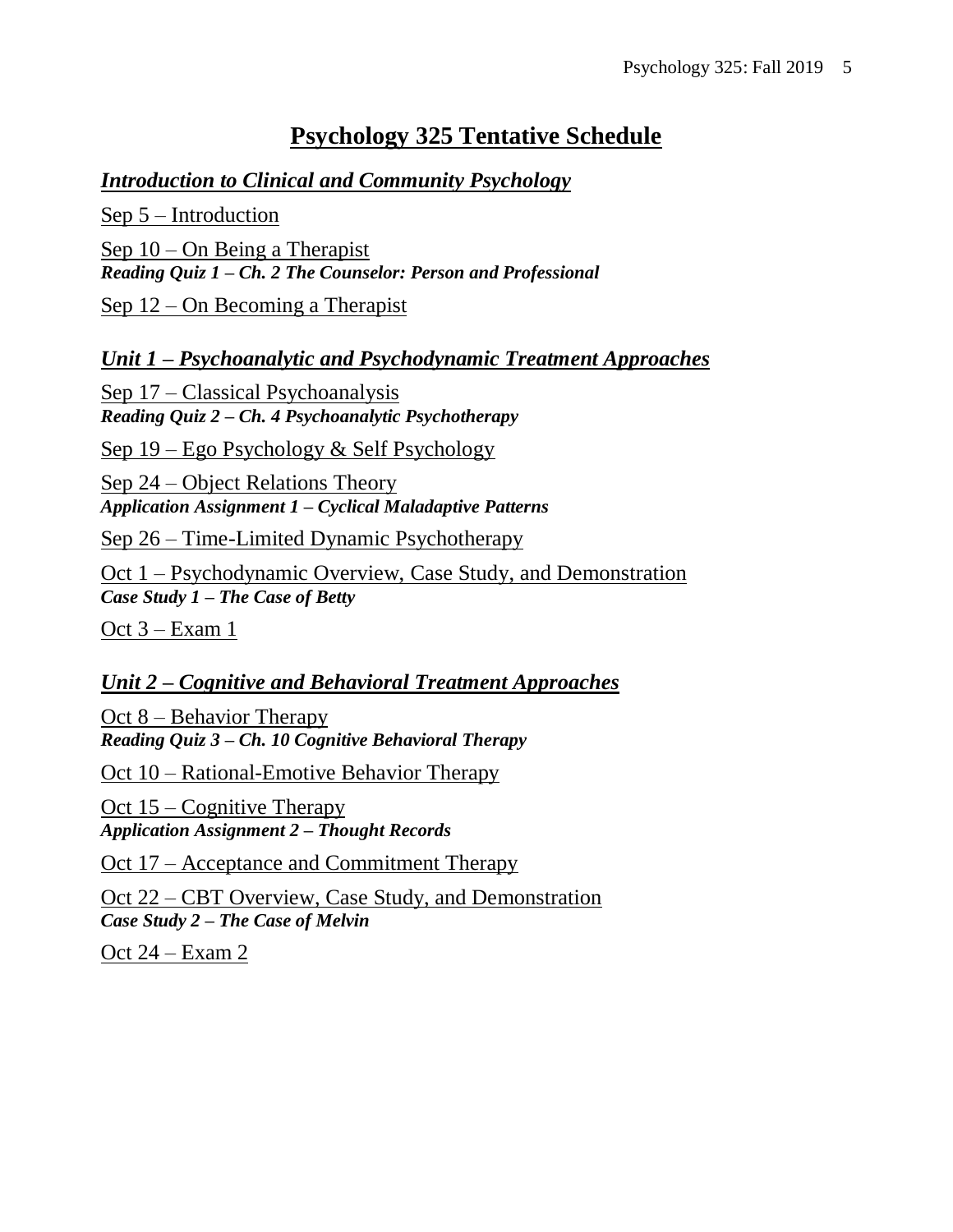# Psychology 325 Tentative Schedule

## *Introduction to Clinical and Community Psychology*

Sep 5 – Introduction

Sep 10 – On Being a Therapist
***Reading Quiz 1 – Ch. 2 The Counselor: Person and Professional***

Sep 12 – On Becoming a Therapist

## *Unit 1 – Psychoanalytic and Psychodynamic Treatment Approaches*

Sep 17 – Classical Psychoanalysis
***Reading Quiz 2 – Ch. 4 Psychoanalytic Psychotherapy***

Sep 19 – Ego Psychology & Self Psychology

Sep 24 – Object Relations Theory
***Application Assignment 1 – Cyclical Maladaptive Patterns***

Sep 26 – Time-Limited Dynamic Psychotherapy

Oct 1 – Psychodynamic Overview, Case Study, and Demonstration
***Case Study 1 – The Case of Betty***

Oct 3 – Exam 1

## *Unit 2 – Cognitive and Behavioral Treatment Approaches*

Oct 8 – Behavior Therapy
***Reading Quiz 3 – Ch. 10 Cognitive Behavioral Therapy***

Oct 10 – Rational-Emotive Behavior Therapy

Oct 15 – Cognitive Therapy
***Application Assignment 2 – Thought Records***

Oct 17 – Acceptance and Commitment Therapy

Oct 22 – CBT Overview, Case Study, and Demonstration
***Case Study 2 – The Case of Melvin***

Oct 24 – Exam 2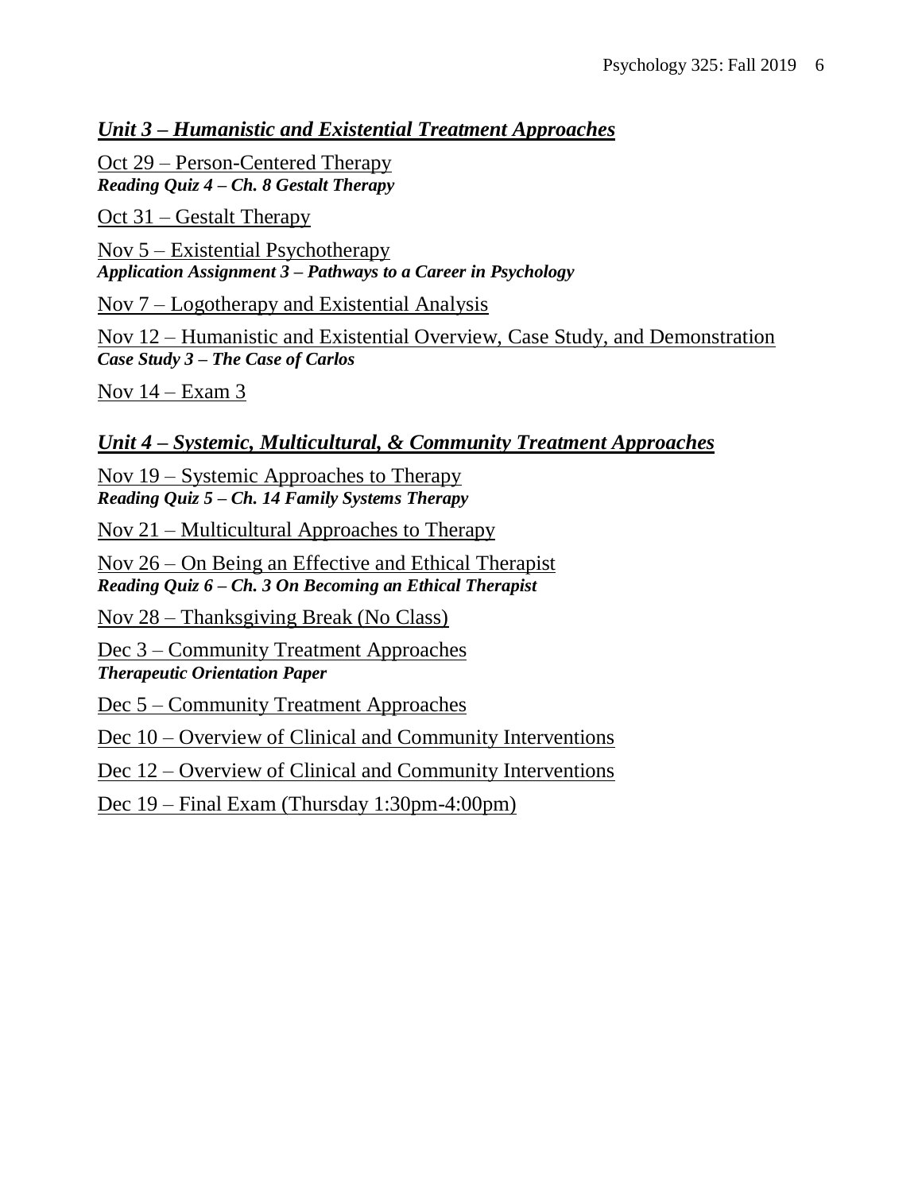## ***Unit 3 – Humanistic and Existential Treatment Approaches***

Oct 29 – Person-Centered Therapy
***Reading Quiz 4 – Ch. 8 Gestalt Therapy***

Oct 31 – Gestalt Therapy

Nov 5 – Existential Psychotherapy
***Application Assignment 3 – Pathways to a Career in Psychology***

Nov 7 – Logotherapy and Existential Analysis

Nov 12 – Humanistic and Existential Overview, Case Study, and Demonstration
***Case Study 3 – The Case of Carlos***

Nov 14 – Exam 3

## ***Unit 4 – Systemic, Multicultural, & Community Treatment Approaches***

Nov 19 – Systemic Approaches to Therapy
***Reading Quiz 5 – Ch. 14 Family Systems Therapy***

Nov 21 – Multicultural Approaches to Therapy

Nov 26 – On Being an Effective and Ethical Therapist
***Reading Quiz 6 – Ch. 3 On Becoming an Ethical Therapist***

Nov 28 – Thanksgiving Break (No Class)

Dec 3 – Community Treatment Approaches
***Therapeutic Orientation Paper***

Dec 5 – Community Treatment Approaches

Dec 10 – Overview of Clinical and Community Interventions

Dec 12 – Overview of Clinical and Community Interventions

Dec 19 – Final Exam (Thursday 1:30pm-4:00pm)